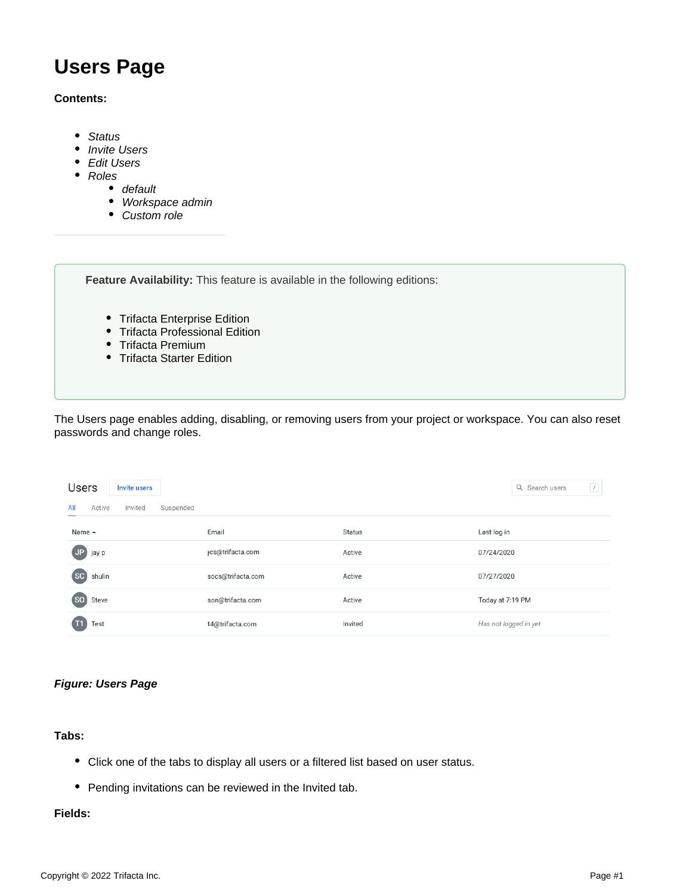# Users Page

**Contents:**

- *Status*
- *Invite Users*
- *Edit Users*
- *Roles*
  - *default*
  - *Workspace admin*
  - *Custom role*

---

**Feature Availability:** This feature is available in the following editions:

- Trifacta Enterprise Edition
- Trifacta Professional Edition
- Trifacta Premium
- Trifacta Starter Edition

The Users page enables adding, disabling, or removing users from your project or workspace. You can also reset passwords and change roles.

***Figure: Users Page***

**Tabs:**

- Click one of the tabs to display all users or a filtered list based on user status.
- Pending invitations can be reviewed in the Invited tab.

**Fields:**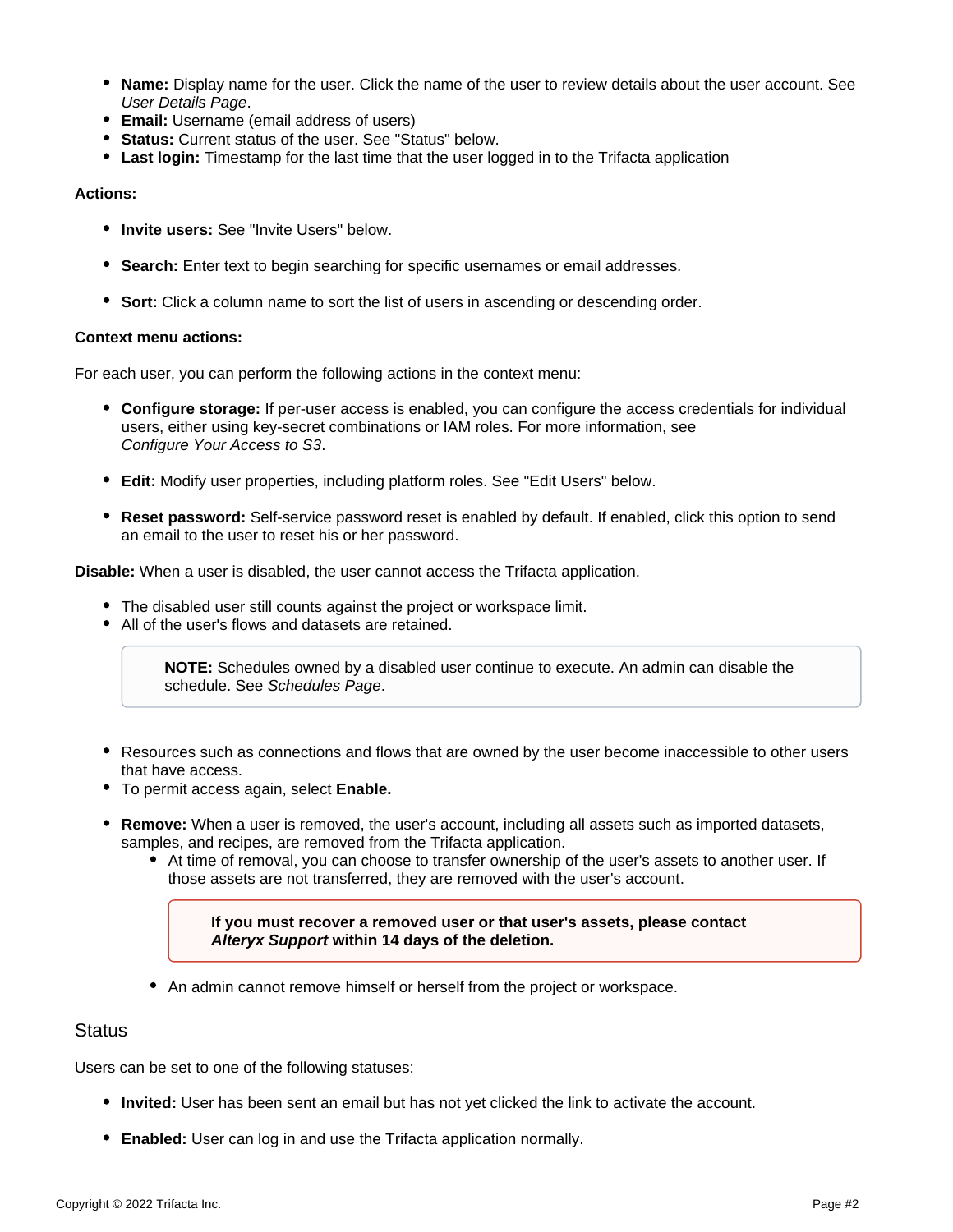- **Name:** Display name for the user. Click the name of the user to review details about the user account. See *User Details Page*.
- **Email:** Username (email address of users)
- **Status:** Current status of the user. See "Status" below.
- **Last login:** Timestamp for the last time that the user logged in to the Trifacta application

**Actions:**

- **Invite users:** See "Invite Users" below.
- **Search:** Enter text to begin searching for specific usernames or email addresses.
- **Sort:** Click a column name to sort the list of users in ascending or descending order.

**Context menu actions:**

For each user, you can perform the following actions in the context menu:

- **Configure storage:** If per-user access is enabled, you can configure the access credentials for individual users, either using key-secret combinations or IAM roles. For more information, see *Configure Your Access to S3*.
- **Edit:** Modify user properties, including platform roles. See "Edit Users" below.
- **Reset password:** Self-service password reset is enabled by default. If enabled, click this option to send an email to the user to reset his or her password.

**Disable:** When a user is disabled, the user cannot access the Trifacta application.

- The disabled user still counts against the project or workspace limit.
- All of the user's flows and datasets are retained.

  > **NOTE:** Schedules owned by a disabled user continue to execute. An admin can disable the schedule. See *Schedules Page*.

- Resources such as connections and flows that are owned by the user become inaccessible to other users that have access.
- To permit access again, select **Enable.**

- **Remove:** When a user is removed, the user's account, including all assets such as imported datasets, samples, and recipes, are removed from the Trifacta application.
  - At time of removal, you can choose to transfer ownership of the user's assets to another user. If those assets are not transferred, they are removed with the user's account.

    > **If you must recover a removed user or that user's assets, please contact *Alteryx Support* within 14 days of the deletion.**

  - An admin cannot remove himself or herself from the project or workspace.

## Status

Users can be set to one of the following statuses:

- **Invited:** User has been sent an email but has not yet clicked the link to activate the account.
- **Enabled:** User can log in and use the Trifacta application normally.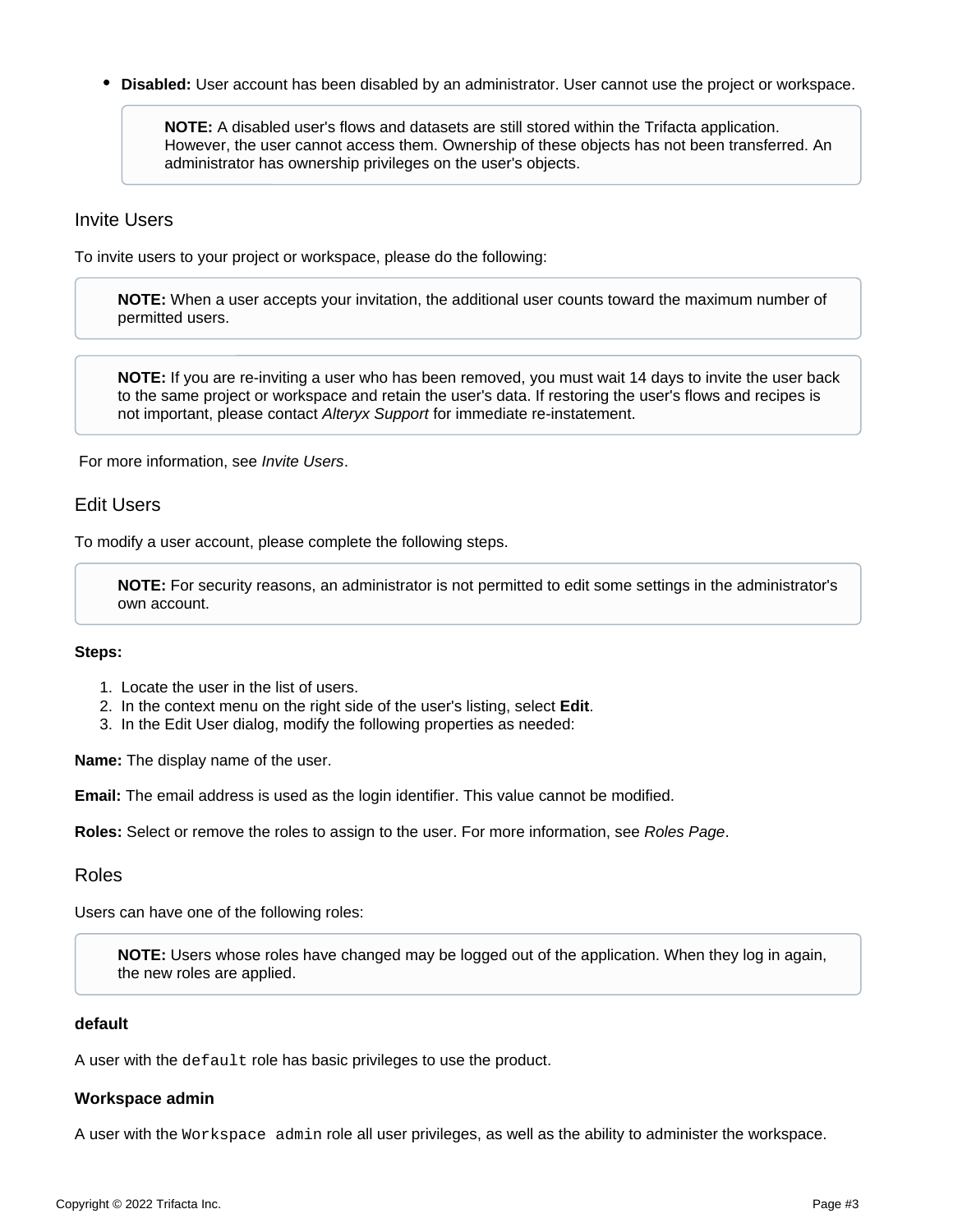- **Disabled:** User account has been disabled by an administrator. User cannot use the project or workspace.

> **NOTE:** A disabled user's flows and datasets are still stored within the Trifacta application. However, the user cannot access them. Ownership of these objects has not been transferred. An administrator has ownership privileges on the user's objects.

### Invite Users

To invite users to your project or workspace, please do the following:

> **NOTE:** When a user accepts your invitation, the additional user counts toward the maximum number of permitted users.

> **NOTE:** If you are re-inviting a user who has been removed, you must wait 14 days to invite the user back to the same project or workspace and retain the user's data. If restoring the user's flows and recipes is not important, please contact *Alteryx Support* for immediate re-instatement.

For more information, see *Invite Users*.

### Edit Users

To modify a user account, please complete the following steps.

> **NOTE:** For security reasons, an administrator is not permitted to edit some settings in the administrator's own account.

**Steps:**

1. Locate the user in the list of users.
2. In the context menu on the right side of the user's listing, select **Edit**.
3. In the Edit User dialog, modify the following properties as needed:

**Name:** The display name of the user.

**Email:** The email address is used as the login identifier. This value cannot be modified.

**Roles:** Select or remove the roles to assign to the user. For more information, see *Roles Page*.

### Roles

Users can have one of the following roles:

> **NOTE:** Users whose roles have changed may be logged out of the application. When they log in again, the new roles are applied.

#### default

A user with the `default` role has basic privileges to use the product.

#### Workspace admin

A user with the `Workspace admin` role all user privileges, as well as the ability to administer the workspace.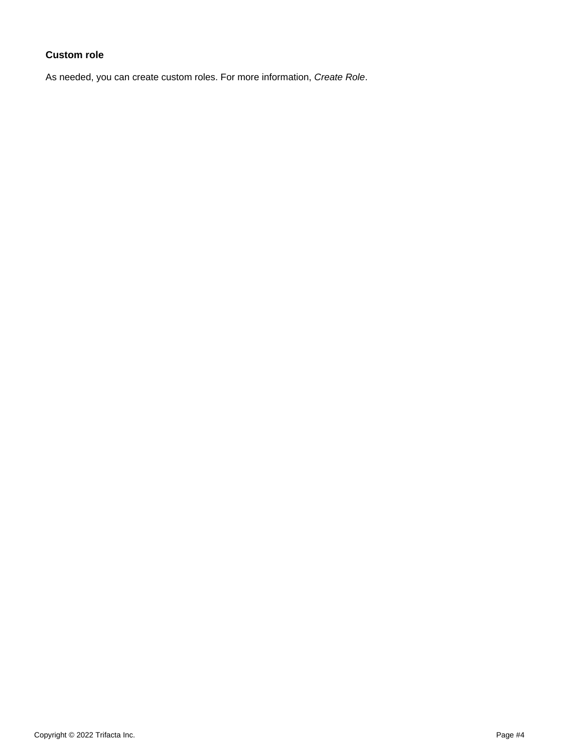### Custom role

As needed, you can create custom roles. For more information, *Create Role*.